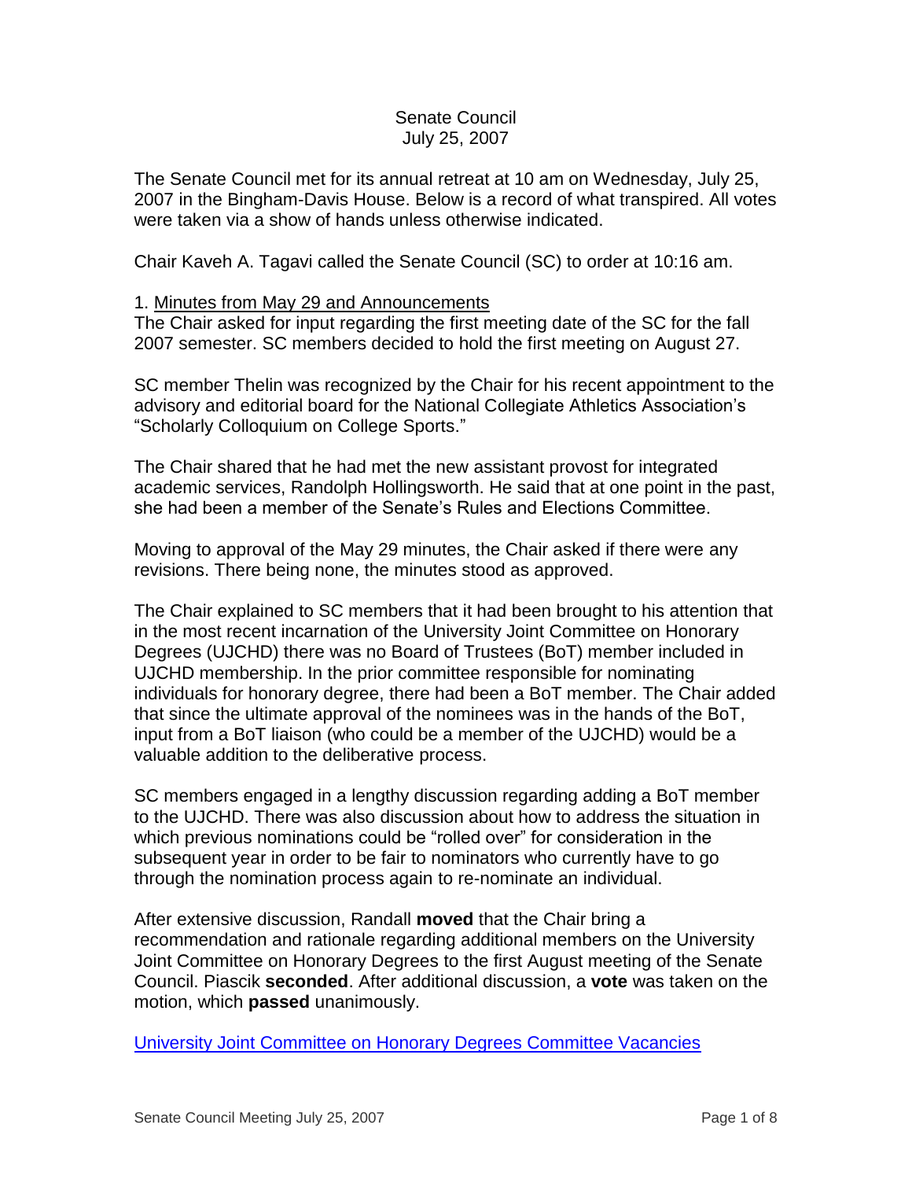Senate Council
July 25, 2007

The Senate Council met for its annual retreat at 10 am on Wednesday, July 25, 2007 in the Bingham-Davis House. Below is a record of what transpired. All votes were taken via a show of hands unless otherwise indicated.

Chair Kaveh A. Tagavi called the Senate Council (SC) to order at 10:16 am.

1. Minutes from May 29 and Announcements

The Chair asked for input regarding the first meeting date of the SC for the fall 2007 semester. SC members decided to hold the first meeting on August 27.

SC member Thelin was recognized by the Chair for his recent appointment to the advisory and editorial board for the National Collegiate Athletics Association's "Scholarly Colloquium on College Sports."

The Chair shared that he had met the new assistant provost for integrated academic services, Randolph Hollingsworth. He said that at one point in the past, she had been a member of the Senate's Rules and Elections Committee.

Moving to approval of the May 29 minutes, the Chair asked if there were any revisions. There being none, the minutes stood as approved.

The Chair explained to SC members that it had been brought to his attention that in the most recent incarnation of the University Joint Committee on Honorary Degrees (UJCHD) there was no Board of Trustees (BoT) member included in UJCHD membership. In the prior committee responsible for nominating individuals for honorary degree, there had been a BoT member. The Chair added that since the ultimate approval of the nominees was in the hands of the BoT, input from a BoT liaison (who could be a member of the UJCHD) would be a valuable addition to the deliberative process.

SC members engaged in a lengthy discussion regarding adding a BoT member to the UJCHD. There was also discussion about how to address the situation in which previous nominations could be "rolled over" for consideration in the subsequent year in order to be fair to nominators who currently have to go through the nomination process again to re-nominate an individual.

After extensive discussion, Randall **moved** that the Chair bring a recommendation and rationale regarding additional members on the University Joint Committee on Honorary Degrees to the first August meeting of the Senate Council. Piascik **seconded**. After additional discussion, a **vote** was taken on the motion, which **passed** unanimously.

University Joint Committee on Honorary Degrees Committee Vacancies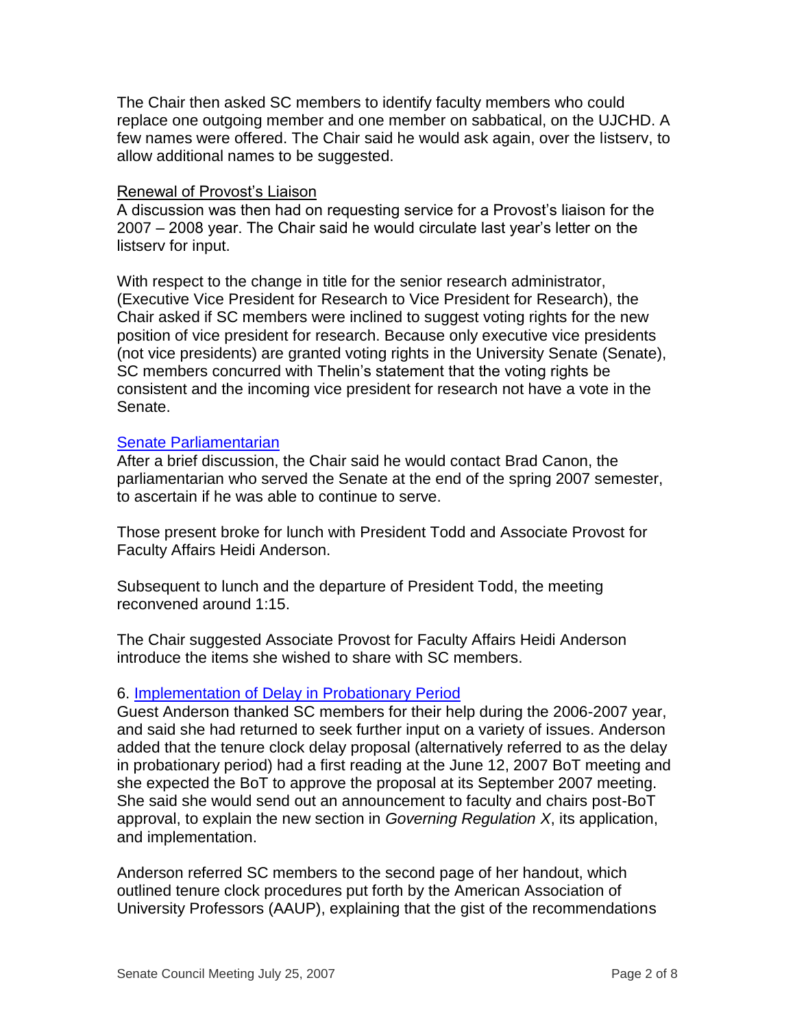The Chair then asked SC members to identify faculty members who could replace one outgoing member and one member on sabbatical, on the UJCHD. A few names were offered. The Chair said he would ask again, over the listserv, to allow additional names to be suggested.

Renewal of Provost's Liaison

A discussion was then had on requesting service for a Provost's liaison for the 2007 – 2008 year. The Chair said he would circulate last year's letter on the listserv for input.

With respect to the change in title for the senior research administrator, (Executive Vice President for Research to Vice President for Research), the Chair asked if SC members were inclined to suggest voting rights for the new position of vice president for research. Because only executive vice presidents (not vice presidents) are granted voting rights in the University Senate (Senate), SC members concurred with Thelin's statement that the voting rights be consistent and the incoming vice president for research not have a vote in the Senate.

Senate Parliamentarian

After a brief discussion, the Chair said he would contact Brad Canon, the parliamentarian who served the Senate at the end of the spring 2007 semester, to ascertain if he was able to continue to serve.

Those present broke for lunch with President Todd and Associate Provost for Faculty Affairs Heidi Anderson.

Subsequent to lunch and the departure of President Todd, the meeting reconvened around 1:15.

The Chair suggested Associate Provost for Faculty Affairs Heidi Anderson introduce the items she wished to share with SC members.

6. Implementation of Delay in Probationary Period

Guest Anderson thanked SC members for their help during the 2006-2007 year, and said she had returned to seek further input on a variety of issues. Anderson added that the tenure clock delay proposal (alternatively referred to as the delay in probationary period) had a first reading at the June 12, 2007 BoT meeting and she expected the BoT to approve the proposal at its September 2007 meeting. She said she would send out an announcement to faculty and chairs post-BoT approval, to explain the new section in *Governing Regulation X*, its application, and implementation.

Anderson referred SC members to the second page of her handout, which outlined tenure clock procedures put forth by the American Association of University Professors (AAUP), explaining that the gist of the recommendations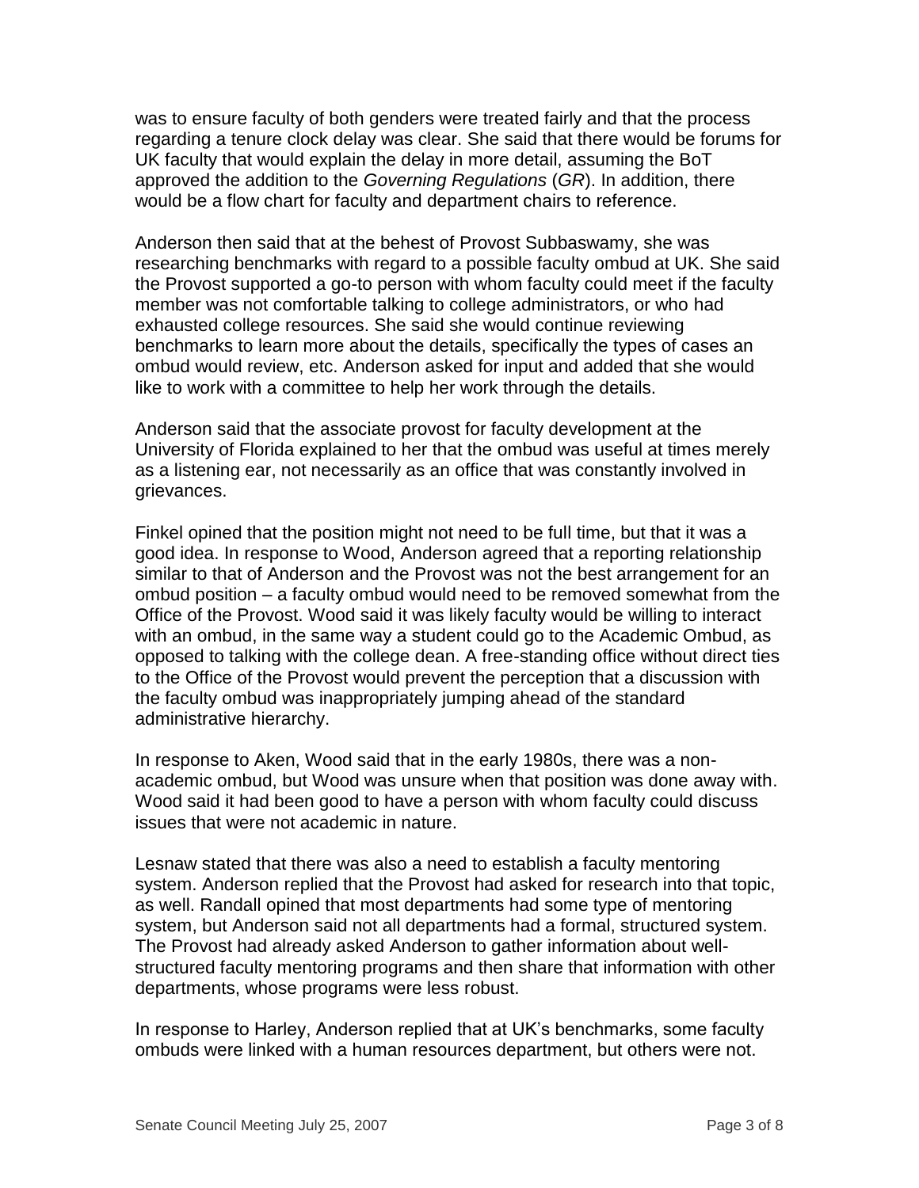was to ensure faculty of both genders were treated fairly and that the process regarding a tenure clock delay was clear. She said that there would be forums for UK faculty that would explain the delay in more detail, assuming the BoT approved the addition to the *Governing Regulations* (*GR*). In addition, there would be a flow chart for faculty and department chairs to reference.

Anderson then said that at the behest of Provost Subbaswamy, she was researching benchmarks with regard to a possible faculty ombud at UK. She said the Provost supported a go-to person with whom faculty could meet if the faculty member was not comfortable talking to college administrators, or who had exhausted college resources. She said she would continue reviewing benchmarks to learn more about the details, specifically the types of cases an ombud would review, etc. Anderson asked for input and added that she would like to work with a committee to help her work through the details.

Anderson said that the associate provost for faculty development at the University of Florida explained to her that the ombud was useful at times merely as a listening ear, not necessarily as an office that was constantly involved in grievances.

Finkel opined that the position might not need to be full time, but that it was a good idea. In response to Wood, Anderson agreed that a reporting relationship similar to that of Anderson and the Provost was not the best arrangement for an ombud position – a faculty ombud would need to be removed somewhat from the Office of the Provost. Wood said it was likely faculty would be willing to interact with an ombud, in the same way a student could go to the Academic Ombud, as opposed to talking with the college dean. A free-standing office without direct ties to the Office of the Provost would prevent the perception that a discussion with the faculty ombud was inappropriately jumping ahead of the standard administrative hierarchy.

In response to Aken, Wood said that in the early 1980s, there was a non-academic ombud, but Wood was unsure when that position was done away with. Wood said it had been good to have a person with whom faculty could discuss issues that were not academic in nature.

Lesnaw stated that there was also a need to establish a faculty mentoring system. Anderson replied that the Provost had asked for research into that topic, as well. Randall opined that most departments had some type of mentoring system, but Anderson said not all departments had a formal, structured system. The Provost had already asked Anderson to gather information about well-structured faculty mentoring programs and then share that information with other departments, whose programs were less robust.

In response to Harley, Anderson replied that at UK's benchmarks, some faculty ombuds were linked with a human resources department, but others were not.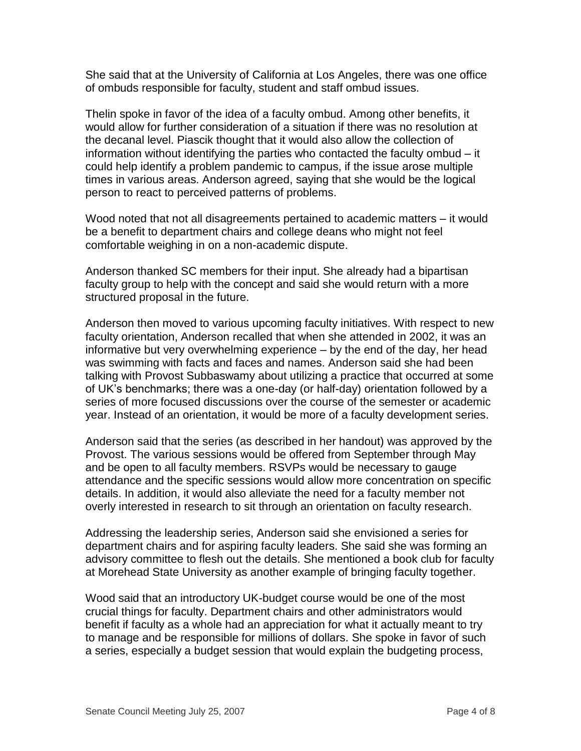She said that at the University of California at Los Angeles, there was one office of ombuds responsible for faculty, student and staff ombud issues.

Thelin spoke in favor of the idea of a faculty ombud. Among other benefits, it would allow for further consideration of a situation if there was no resolution at the decanal level. Piascik thought that it would also allow the collection of information without identifying the parties who contacted the faculty ombud – it could help identify a problem pandemic to campus, if the issue arose multiple times in various areas. Anderson agreed, saying that she would be the logical person to react to perceived patterns of problems.

Wood noted that not all disagreements pertained to academic matters – it would be a benefit to department chairs and college deans who might not feel comfortable weighing in on a non-academic dispute.

Anderson thanked SC members for their input. She already had a bipartisan faculty group to help with the concept and said she would return with a more structured proposal in the future.

Anderson then moved to various upcoming faculty initiatives. With respect to new faculty orientation, Anderson recalled that when she attended in 2002, it was an informative but very overwhelming experience – by the end of the day, her head was swimming with facts and faces and names. Anderson said she had been talking with Provost Subbaswamy about utilizing a practice that occurred at some of UK's benchmarks; there was a one-day (or half-day) orientation followed by a series of more focused discussions over the course of the semester or academic year. Instead of an orientation, it would be more of a faculty development series.

Anderson said that the series (as described in her handout) was approved by the Provost. The various sessions would be offered from September through May and be open to all faculty members. RSVPs would be necessary to gauge attendance and the specific sessions would allow more concentration on specific details. In addition, it would also alleviate the need for a faculty member not overly interested in research to sit through an orientation on faculty research.

Addressing the leadership series, Anderson said she envisioned a series for department chairs and for aspiring faculty leaders. She said she was forming an advisory committee to flesh out the details. She mentioned a book club for faculty at Morehead State University as another example of bringing faculty together.

Wood said that an introductory UK-budget course would be one of the most crucial things for faculty. Department chairs and other administrators would benefit if faculty as a whole had an appreciation for what it actually meant to try to manage and be responsible for millions of dollars. She spoke in favor of such a series, especially a budget session that would explain the budgeting process,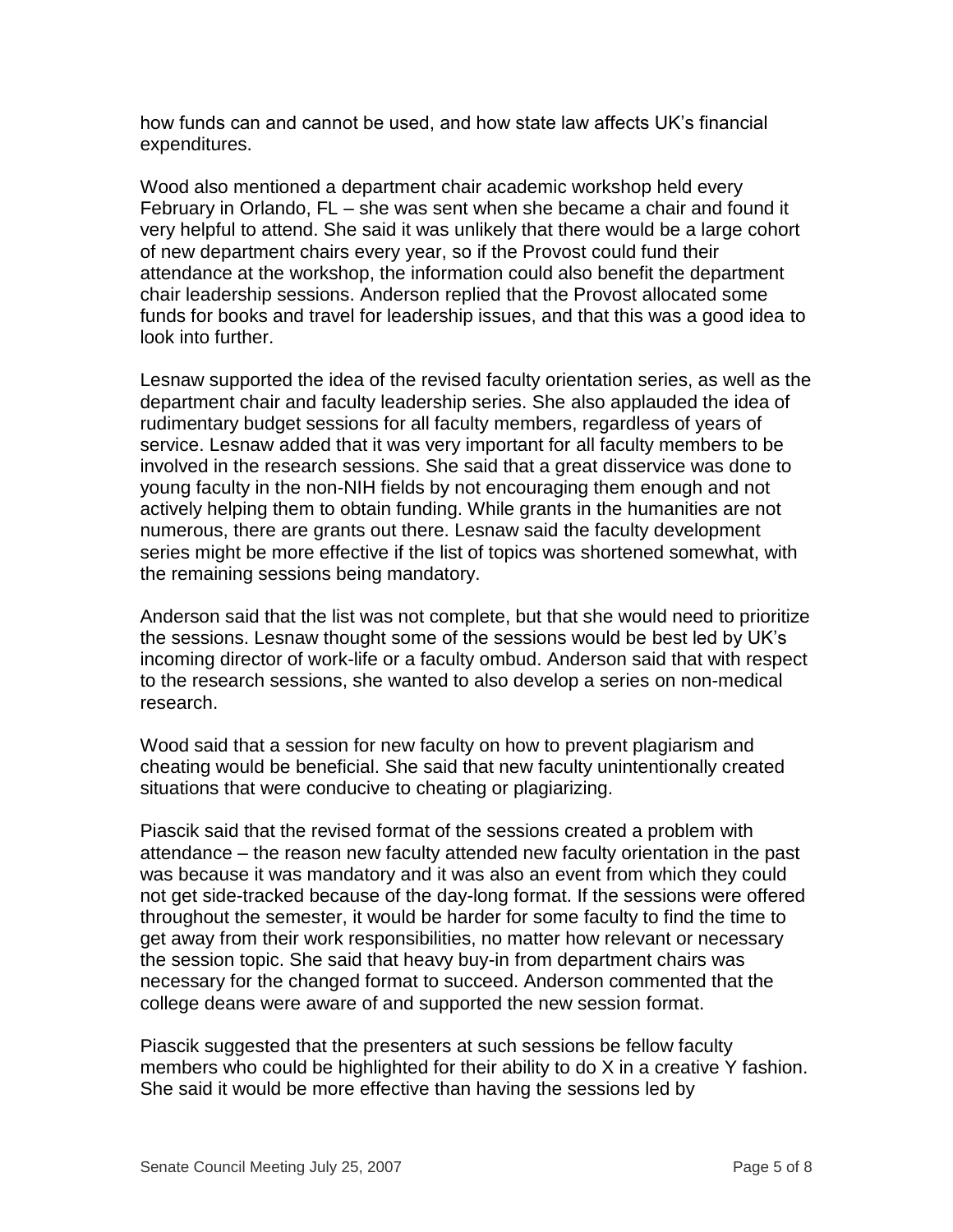how funds can and cannot be used, and how state law affects UK's financial expenditures.

Wood also mentioned a department chair academic workshop held every February in Orlando, FL – she was sent when she became a chair and found it very helpful to attend. She said it was unlikely that there would be a large cohort of new department chairs every year, so if the Provost could fund their attendance at the workshop, the information could also benefit the department chair leadership sessions. Anderson replied that the Provost allocated some funds for books and travel for leadership issues, and that this was a good idea to look into further.

Lesnaw supported the idea of the revised faculty orientation series, as well as the department chair and faculty leadership series. She also applauded the idea of rudimentary budget sessions for all faculty members, regardless of years of service. Lesnaw added that it was very important for all faculty members to be involved in the research sessions. She said that a great disservice was done to young faculty in the non-NIH fields by not encouraging them enough and not actively helping them to obtain funding. While grants in the humanities are not numerous, there are grants out there. Lesnaw said the faculty development series might be more effective if the list of topics was shortened somewhat, with the remaining sessions being mandatory.

Anderson said that the list was not complete, but that she would need to prioritize the sessions. Lesnaw thought some of the sessions would be best led by UK's incoming director of work-life or a faculty ombud. Anderson said that with respect to the research sessions, she wanted to also develop a series on non-medical research.

Wood said that a session for new faculty on how to prevent plagiarism and cheating would be beneficial. She said that new faculty unintentionally created situations that were conducive to cheating or plagiarizing.

Piascik said that the revised format of the sessions created a problem with attendance – the reason new faculty attended new faculty orientation in the past was because it was mandatory and it was also an event from which they could not get side-tracked because of the day-long format. If the sessions were offered throughout the semester, it would be harder for some faculty to find the time to get away from their work responsibilities, no matter how relevant or necessary the session topic. She said that heavy buy-in from department chairs was necessary for the changed format to succeed. Anderson commented that the college deans were aware of and supported the new session format.

Piascik suggested that the presenters at such sessions be fellow faculty members who could be highlighted for their ability to do X in a creative Y fashion. She said it would be more effective than having the sessions led by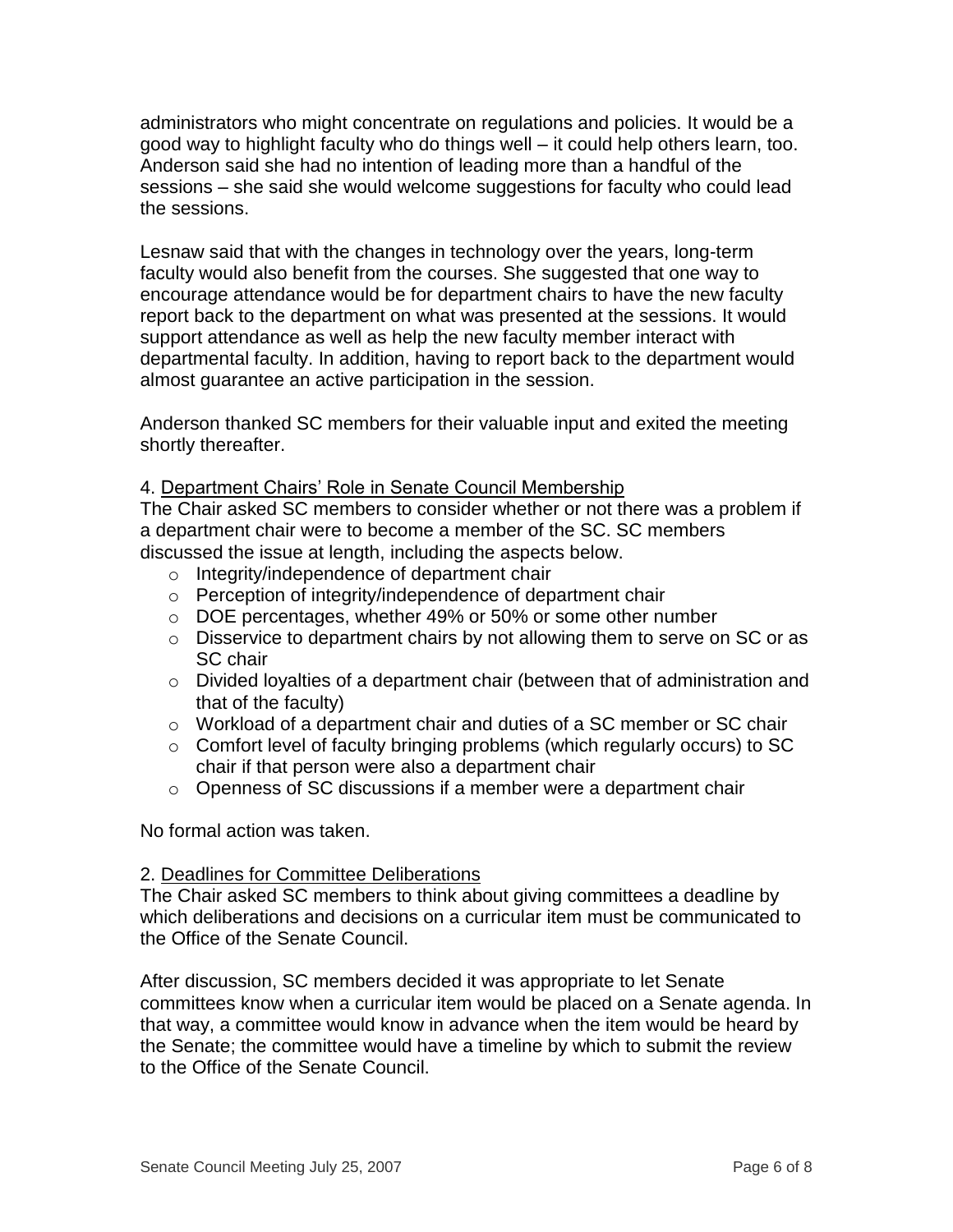administrators who might concentrate on regulations and policies. It would be a good way to highlight faculty who do things well – it could help others learn, too. Anderson said she had no intention of leading more than a handful of the sessions – she said she would welcome suggestions for faculty who could lead the sessions.

Lesnaw said that with the changes in technology over the years, long-term faculty would also benefit from the courses. She suggested that one way to encourage attendance would be for department chairs to have the new faculty report back to the department on what was presented at the sessions. It would support attendance as well as help the new faculty member interact with departmental faculty. In addition, having to report back to the department would almost guarantee an active participation in the session.

Anderson thanked SC members for their valuable input and exited the meeting shortly thereafter.

4. <u>Department Chairs' Role in Senate Council Membership</u>

The Chair asked SC members to consider whether or not there was a problem if a department chair were to become a member of the SC. SC members discussed the issue at length, including the aspects below.

- Integrity/independence of department chair
- Perception of integrity/independence of department chair
- DOE percentages, whether 49% or 50% or some other number
- Disservice to department chairs by not allowing them to serve on SC or as SC chair
- Divided loyalties of a department chair (between that of administration and that of the faculty)
- Workload of a department chair and duties of a SC member or SC chair
- Comfort level of faculty bringing problems (which regularly occurs) to SC chair if that person were also a department chair
- Openness of SC discussions if a member were a department chair

No formal action was taken.

2. <u>Deadlines for Committee Deliberations</u>

The Chair asked SC members to think about giving committees a deadline by which deliberations and decisions on a curricular item must be communicated to the Office of the Senate Council.

After discussion, SC members decided it was appropriate to let Senate committees know when a curricular item would be placed on a Senate agenda. In that way, a committee would know in advance when the item would be heard by the Senate; the committee would have a timeline by which to submit the review to the Office of the Senate Council.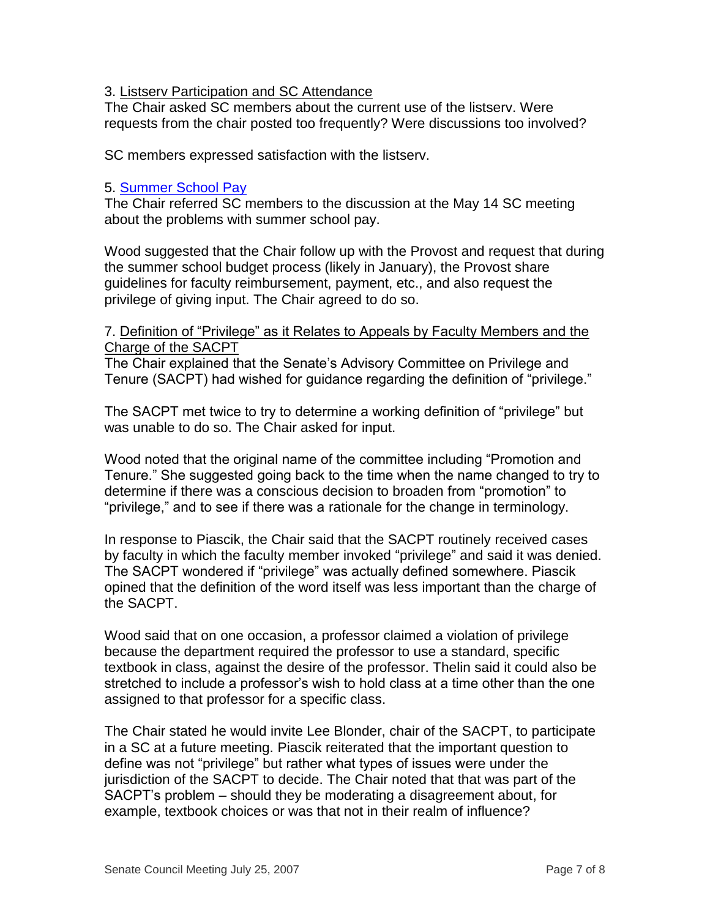3. Listserv Participation and SC Attendance

The Chair asked SC members about the current use of the listserv. Were requests from the chair posted too frequently? Were discussions too involved?

SC members expressed satisfaction with the listserv.

5. Summer School Pay

The Chair referred SC members to the discussion at the May 14 SC meeting about the problems with summer school pay.

Wood suggested that the Chair follow up with the Provost and request that during the summer school budget process (likely in January), the Provost share guidelines for faculty reimbursement, payment, etc., and also request the privilege of giving input. The Chair agreed to do so.

7. Definition of "Privilege" as it Relates to Appeals by Faculty Members and the Charge of the SACPT

The Chair explained that the Senate's Advisory Committee on Privilege and Tenure (SACPT) had wished for guidance regarding the definition of "privilege."

The SACPT met twice to try to determine a working definition of "privilege" but was unable to do so. The Chair asked for input.

Wood noted that the original name of the committee including "Promotion and Tenure." She suggested going back to the time when the name changed to try to determine if there was a conscious decision to broaden from "promotion" to "privilege," and to see if there was a rationale for the change in terminology.

In response to Piascik, the Chair said that the SACPT routinely received cases by faculty in which the faculty member invoked "privilege" and said it was denied. The SACPT wondered if "privilege" was actually defined somewhere. Piascik opined that the definition of the word itself was less important than the charge of the SACPT.

Wood said that on one occasion, a professor claimed a violation of privilege because the department required the professor to use a standard, specific textbook in class, against the desire of the professor. Thelin said it could also be stretched to include a professor's wish to hold class at a time other than the one assigned to that professor for a specific class.

The Chair stated he would invite Lee Blonder, chair of the SACPT, to participate in a SC at a future meeting. Piascik reiterated that the important question to define was not "privilege" but rather what types of issues were under the jurisdiction of the SACPT to decide. The Chair noted that that was part of the SACPT's problem – should they be moderating a disagreement about, for example, textbook choices or was that not in their realm of influence?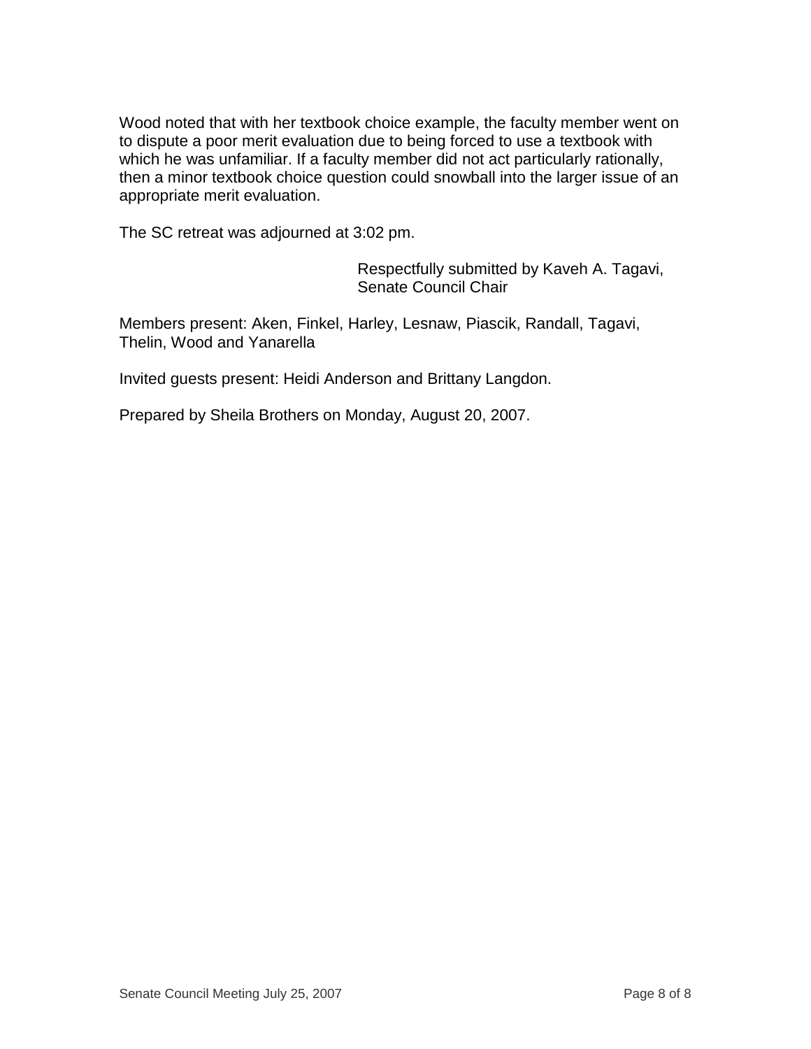Wood noted that with her textbook choice example, the faculty member went on to dispute a poor merit evaluation due to being forced to use a textbook with which he was unfamiliar. If a faculty member did not act particularly rationally, then a minor textbook choice question could snowball into the larger issue of an appropriate merit evaluation.

The SC retreat was adjourned at 3:02 pm.

Respectfully submitted by Kaveh A. Tagavi,
Senate Council Chair

Members present: Aken, Finkel, Harley, Lesnaw, Piascik, Randall, Tagavi, Thelin, Wood and Yanarella

Invited guests present: Heidi Anderson and Brittany Langdon.

Prepared by Sheila Brothers on Monday, August 20, 2007.